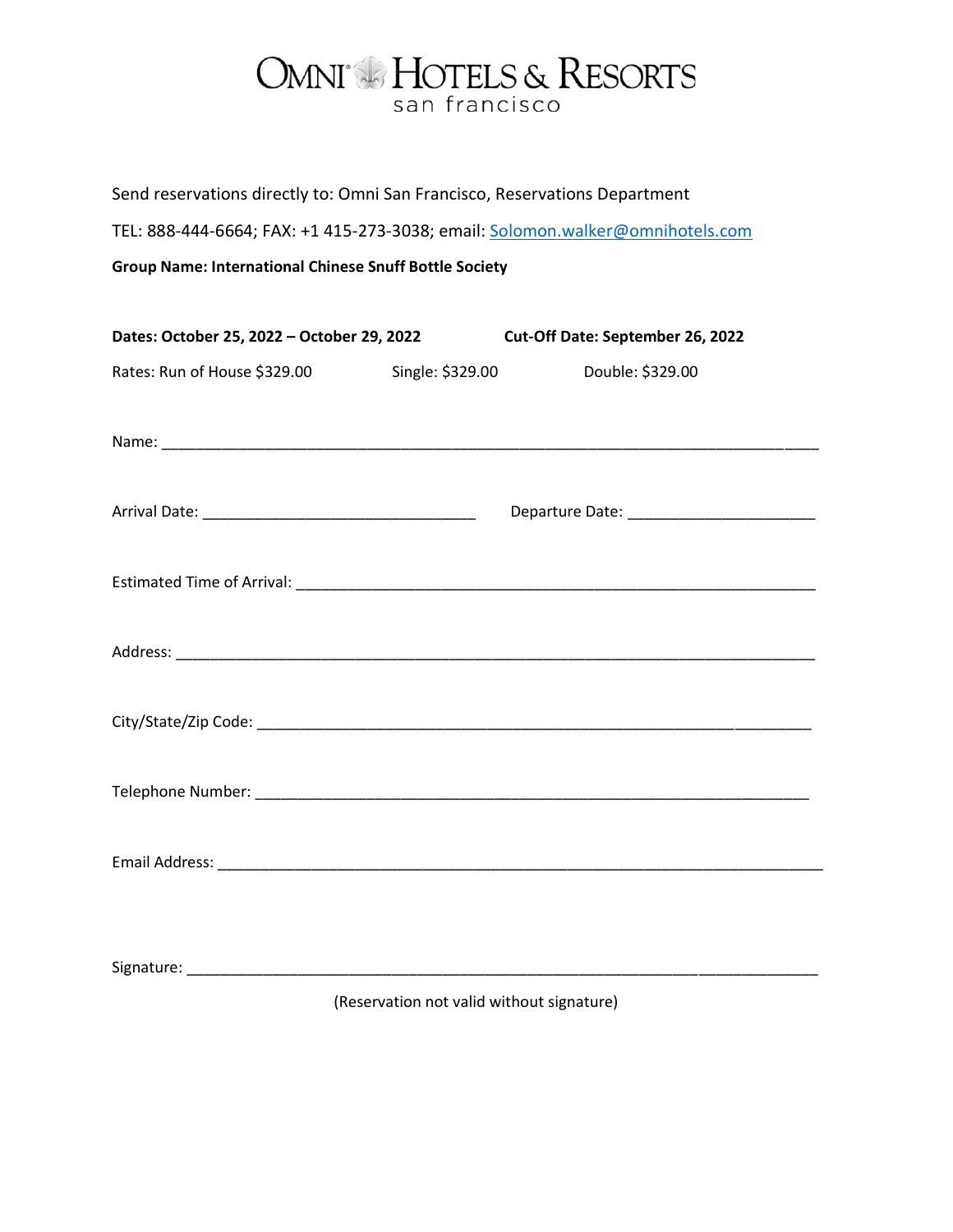# OMNI HOTELS & RESORTS
san francisco

Send reservations directly to: Omni San Francisco, Reservations Department

TEL: 888-444-6664; FAX: +1 415-273-3038; email: Solomon.walker@omnihotels.com

**Group Name: International Chinese Snuff Bottle Society**

**Dates: October 25, 2022 – October 29, 2022** **Cut-Off Date: September 26, 2022**

Rates: Run of House $329.00 Single: $329.00 Double: $329.00

Name: ______________________________________________________________________________

Arrival Date: ________________________________ Departure Date: ______________________

Estimated Time of Arrival: ______________________________________________________________

Address: ____________________________________________________________________________

City/State/Zip Code: __________________________________________________________________

Telephone Number: ___________________________________________________________________

Email Address: _______________________________________________________________________

Signature: ___________________________________________________________________________

(Reservation not valid without signature)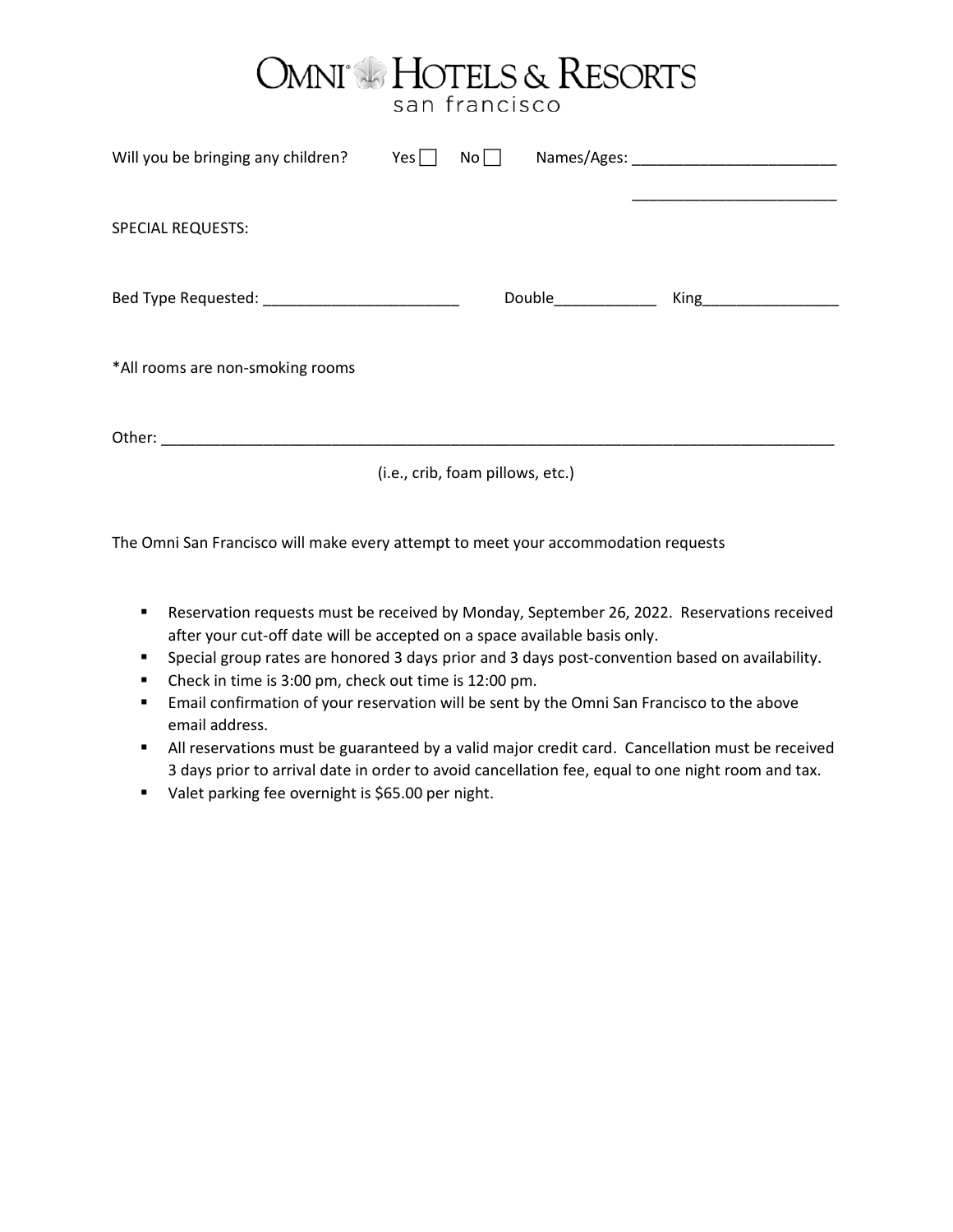# OMNI HOTELS & RESORTS
san francisco

Will you be bringing any children? Yes ☐ No ☐ Names/Ages: ________________________

________________________

SPECIAL REQUESTS:

Bed Type Requested: _______________________ Double____________ King________________

*All rooms are non-smoking rooms

Other: ________________________________________________________________________________

(i.e., crib, foam pillows, etc.)

The Omni San Francisco will make every attempt to meet your accommodation requests

- Reservation requests must be received by Monday, September 26, 2022. Reservations received after your cut-off date will be accepted on a space available basis only.
- Special group rates are honored 3 days prior and 3 days post-convention based on availability.
- Check in time is 3:00 pm, check out time is 12:00 pm.
- Email confirmation of your reservation will be sent by the Omni San Francisco to the above email address.
- All reservations must be guaranteed by a valid major credit card. Cancellation must be received 3 days prior to arrival date in order to avoid cancellation fee, equal to one night room and tax.
- Valet parking fee overnight is $65.00 per night.